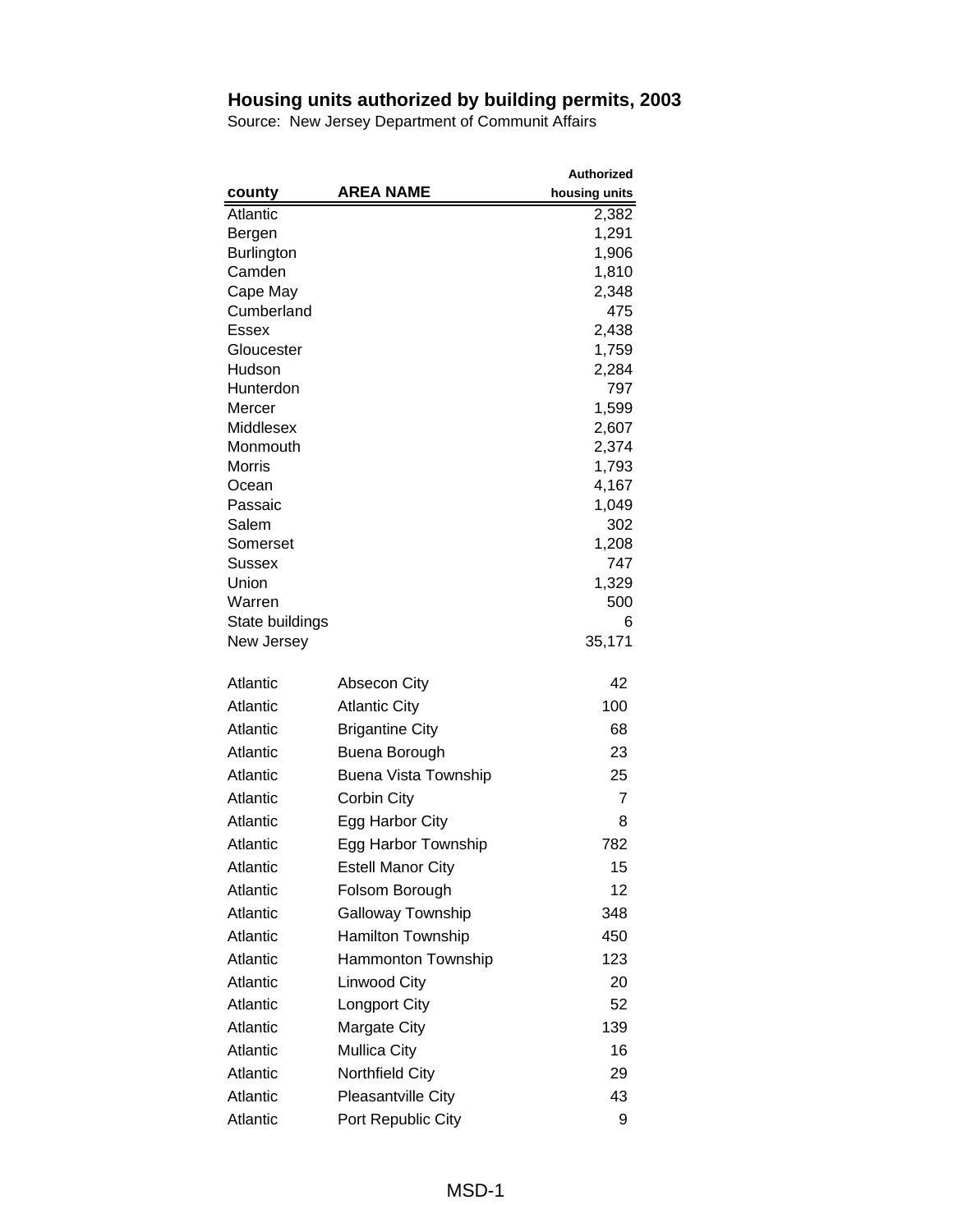## Housing units authorized by building permits, 2003

Source: New Jersey Department of Communit Affairs

| county | AREA NAME | Authorized housing units |
|---|---|---|
| Atlantic | | 2,382 |
| Bergen | | 1,291 |
| Burlington | | 1,906 |
| Camden | | 1,810 |
| Cape May | | 2,348 |
| Cumberland | | 475 |
| Essex | | 2,438 |
| Gloucester | | 1,759 |
| Hudson | | 2,284 |
| Hunterdon | | 797 |
| Mercer | | 1,599 |
| Middlesex | | 2,607 |
| Monmouth | | 2,374 |
| Morris | | 1,793 |
| Ocean | | 4,167 |
| Passaic | | 1,049 |
| Salem | | 302 |
| Somerset | | 1,208 |
| Sussex | | 747 |
| Union | | 1,329 |
| Warren | | 500 |
| State buildings | | 6 |
| New Jersey | | 35,171 |
| | | |
| Atlantic | Absecon City | 42 |
| Atlantic | Atlantic City | 100 |
| Atlantic | Brigantine City | 68 |
| Atlantic | Buena Borough | 23 |
| Atlantic | Buena Vista Township | 25 |
| Atlantic | Corbin City | 7 |
| Atlantic | Egg Harbor City | 8 |
| Atlantic | Egg Harbor Township | 782 |
| Atlantic | Estell Manor City | 15 |
| Atlantic | Folsom Borough | 12 |
| Atlantic | Galloway Township | 348 |
| Atlantic | Hamilton Township | 450 |
| Atlantic | Hammonton Township | 123 |
| Atlantic | Linwood City | 20 |
| Atlantic | Longport City | 52 |
| Atlantic | Margate City | 139 |
| Atlantic | Mullica City | 16 |
| Atlantic | Northfield City | 29 |
| Atlantic | Pleasantville City | 43 |
| Atlantic | Port Republic City | 9 |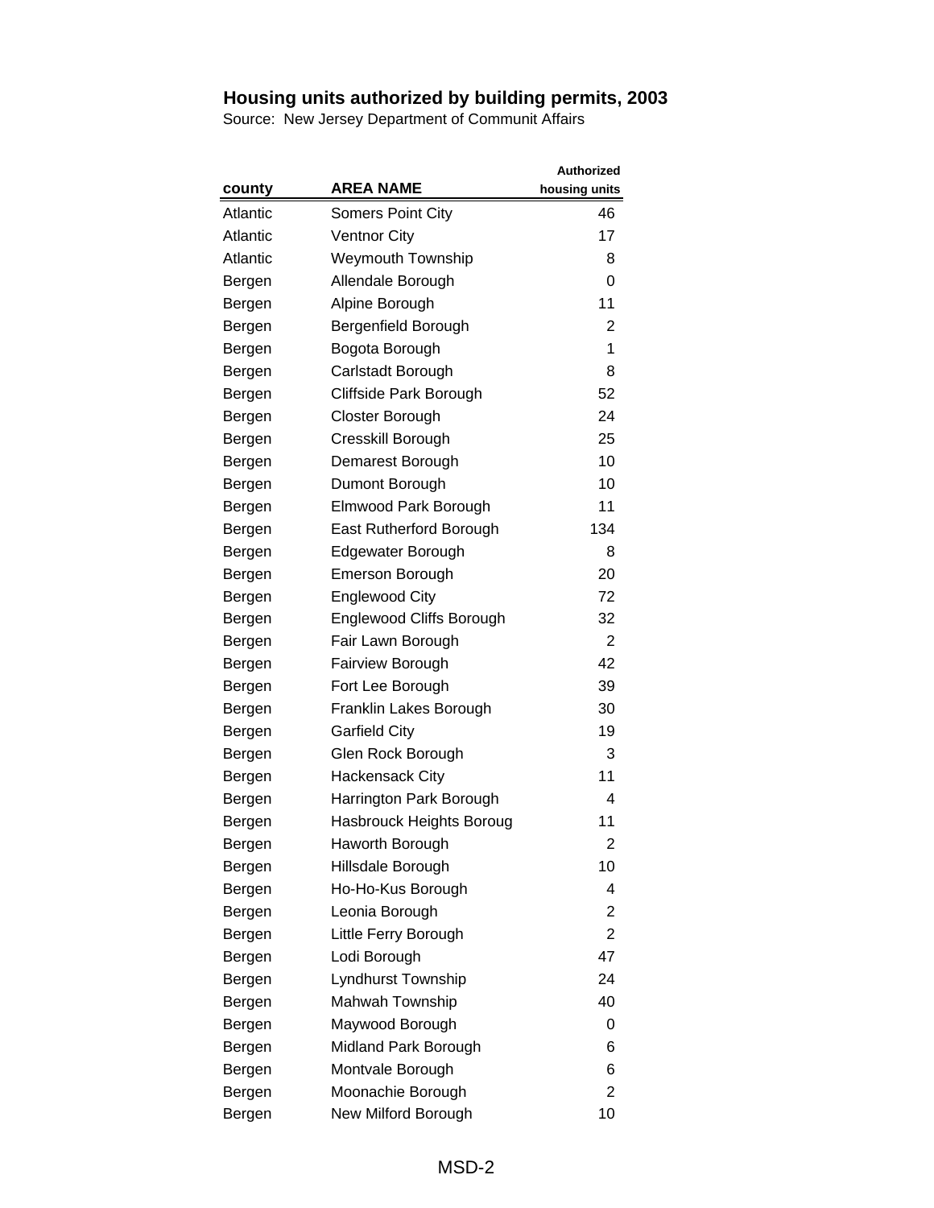## Housing units authorized by building permits, 2003

Source: New Jersey Department of Communit Affairs

| county | AREA NAME | Authorized housing units |
|---|---|---|
| Atlantic | Somers Point City | 46 |
| Atlantic | Ventnor City | 17 |
| Atlantic | Weymouth Township | 8 |
| Bergen | Allendale Borough | 0 |
| Bergen | Alpine Borough | 11 |
| Bergen | Bergenfield Borough | 2 |
| Bergen | Bogota Borough | 1 |
| Bergen | Carlstadt Borough | 8 |
| Bergen | Cliffside Park Borough | 52 |
| Bergen | Closter Borough | 24 |
| Bergen | Cresskill Borough | 25 |
| Bergen | Demarest Borough | 10 |
| Bergen | Dumont Borough | 10 |
| Bergen | Elmwood Park Borough | 11 |
| Bergen | East Rutherford Borough | 134 |
| Bergen | Edgewater Borough | 8 |
| Bergen | Emerson Borough | 20 |
| Bergen | Englewood City | 72 |
| Bergen | Englewood Cliffs Borough | 32 |
| Bergen | Fair Lawn Borough | 2 |
| Bergen | Fairview Borough | 42 |
| Bergen | Fort Lee Borough | 39 |
| Bergen | Franklin Lakes Borough | 30 |
| Bergen | Garfield City | 19 |
| Bergen | Glen Rock Borough | 3 |
| Bergen | Hackensack City | 11 |
| Bergen | Harrington Park Borough | 4 |
| Bergen | Hasbrouck Heights Boroug | 11 |
| Bergen | Haworth Borough | 2 |
| Bergen | Hillsdale Borough | 10 |
| Bergen | Ho-Ho-Kus Borough | 4 |
| Bergen | Leonia Borough | 2 |
| Bergen | Little Ferry Borough | 2 |
| Bergen | Lodi Borough | 47 |
| Bergen | Lyndhurst Township | 24 |
| Bergen | Mahwah Township | 40 |
| Bergen | Maywood Borough | 0 |
| Bergen | Midland Park Borough | 6 |
| Bergen | Montvale Borough | 6 |
| Bergen | Moonachie Borough | 2 |
| Bergen | New Milford Borough | 10 |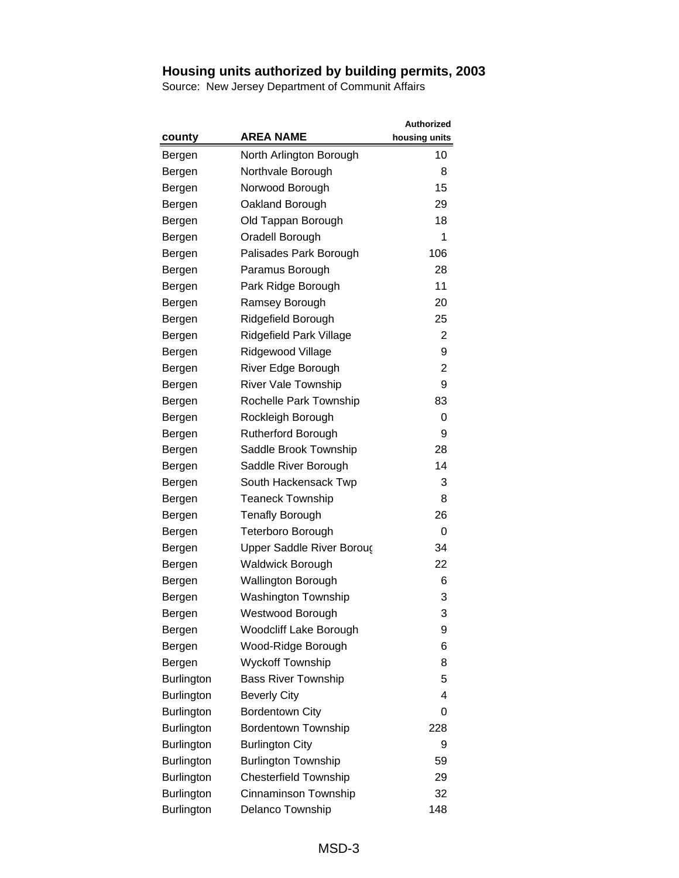## Housing units authorized by building permits, 2003

Source: New Jersey Department of Communit Affairs

| county | AREA NAME | Authorized housing units |
|---|---|---|
| Bergen | North Arlington Borough | 10 |
| Bergen | Northvale Borough | 8 |
| Bergen | Norwood Borough | 15 |
| Bergen | Oakland Borough | 29 |
| Bergen | Old Tappan Borough | 18 |
| Bergen | Oradell Borough | 1 |
| Bergen | Palisades Park Borough | 106 |
| Bergen | Paramus Borough | 28 |
| Bergen | Park Ridge Borough | 11 |
| Bergen | Ramsey Borough | 20 |
| Bergen | Ridgefield Borough | 25 |
| Bergen | Ridgefield Park Village | 2 |
| Bergen | Ridgewood Village | 9 |
| Bergen | River Edge Borough | 2 |
| Bergen | River Vale Township | 9 |
| Bergen | Rochelle Park Township | 83 |
| Bergen | Rockleigh Borough | 0 |
| Bergen | Rutherford Borough | 9 |
| Bergen | Saddle Brook Township | 28 |
| Bergen | Saddle River Borough | 14 |
| Bergen | South Hackensack Twp | 3 |
| Bergen | Teaneck Township | 8 |
| Bergen | Tenafly Borough | 26 |
| Bergen | Teterboro Borough | 0 |
| Bergen | Upper Saddle River Boroug | 34 |
| Bergen | Waldwick Borough | 22 |
| Bergen | Wallington Borough | 6 |
| Bergen | Washington Township | 3 |
| Bergen | Westwood Borough | 3 |
| Bergen | Woodcliff Lake Borough | 9 |
| Bergen | Wood-Ridge Borough | 6 |
| Bergen | Wyckoff Township | 8 |
| Burlington | Bass River Township | 5 |
| Burlington | Beverly City | 4 |
| Burlington | Bordentown City | 0 |
| Burlington | Bordentown Township | 228 |
| Burlington | Burlington City | 9 |
| Burlington | Burlington Township | 59 |
| Burlington | Chesterfield Township | 29 |
| Burlington | Cinnaminson Township | 32 |
| Burlington | Delanco Township | 148 |

MSD-3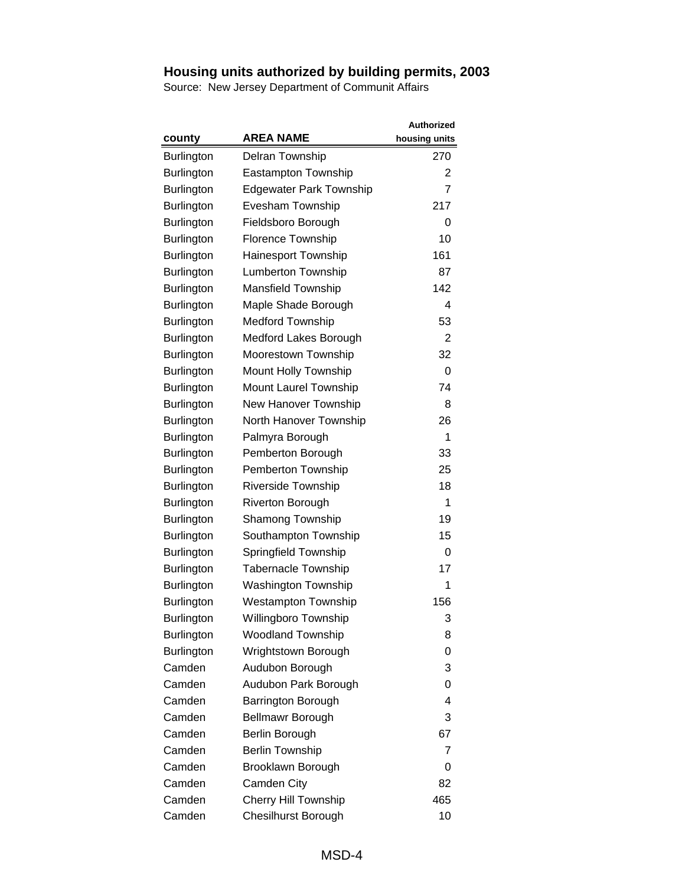## Housing units authorized by building permits, 2003

Source: New Jersey Department of Communit Affairs

| county | AREA NAME | Authorized housing units |
|---|---|---|
| Burlington | Delran Township | 270 |
| Burlington | Eastampton Township | 2 |
| Burlington | Edgewater Park Township | 7 |
| Burlington | Evesham Township | 217 |
| Burlington | Fieldsboro Borough | 0 |
| Burlington | Florence Township | 10 |
| Burlington | Hainesport Township | 161 |
| Burlington | Lumberton Township | 87 |
| Burlington | Mansfield Township | 142 |
| Burlington | Maple Shade Borough | 4 |
| Burlington | Medford Township | 53 |
| Burlington | Medford Lakes Borough | 2 |
| Burlington | Moorestown Township | 32 |
| Burlington | Mount Holly Township | 0 |
| Burlington | Mount Laurel Township | 74 |
| Burlington | New Hanover Township | 8 |
| Burlington | North Hanover Township | 26 |
| Burlington | Palmyra Borough | 1 |
| Burlington | Pemberton Borough | 33 |
| Burlington | Pemberton Township | 25 |
| Burlington | Riverside Township | 18 |
| Burlington | Riverton Borough | 1 |
| Burlington | Shamong Township | 19 |
| Burlington | Southampton Township | 15 |
| Burlington | Springfield Township | 0 |
| Burlington | Tabernacle Township | 17 |
| Burlington | Washington Township | 1 |
| Burlington | Westampton Township | 156 |
| Burlington | Willingboro Township | 3 |
| Burlington | Woodland Township | 8 |
| Burlington | Wrightstown Borough | 0 |
| Camden | Audubon Borough | 3 |
| Camden | Audubon Park Borough | 0 |
| Camden | Barrington Borough | 4 |
| Camden | Bellmawr Borough | 3 |
| Camden | Berlin Borough | 67 |
| Camden | Berlin Township | 7 |
| Camden | Brooklawn Borough | 0 |
| Camden | Camden City | 82 |
| Camden | Cherry Hill Township | 465 |
| Camden | Chesilhurst Borough | 10 |

MSD-4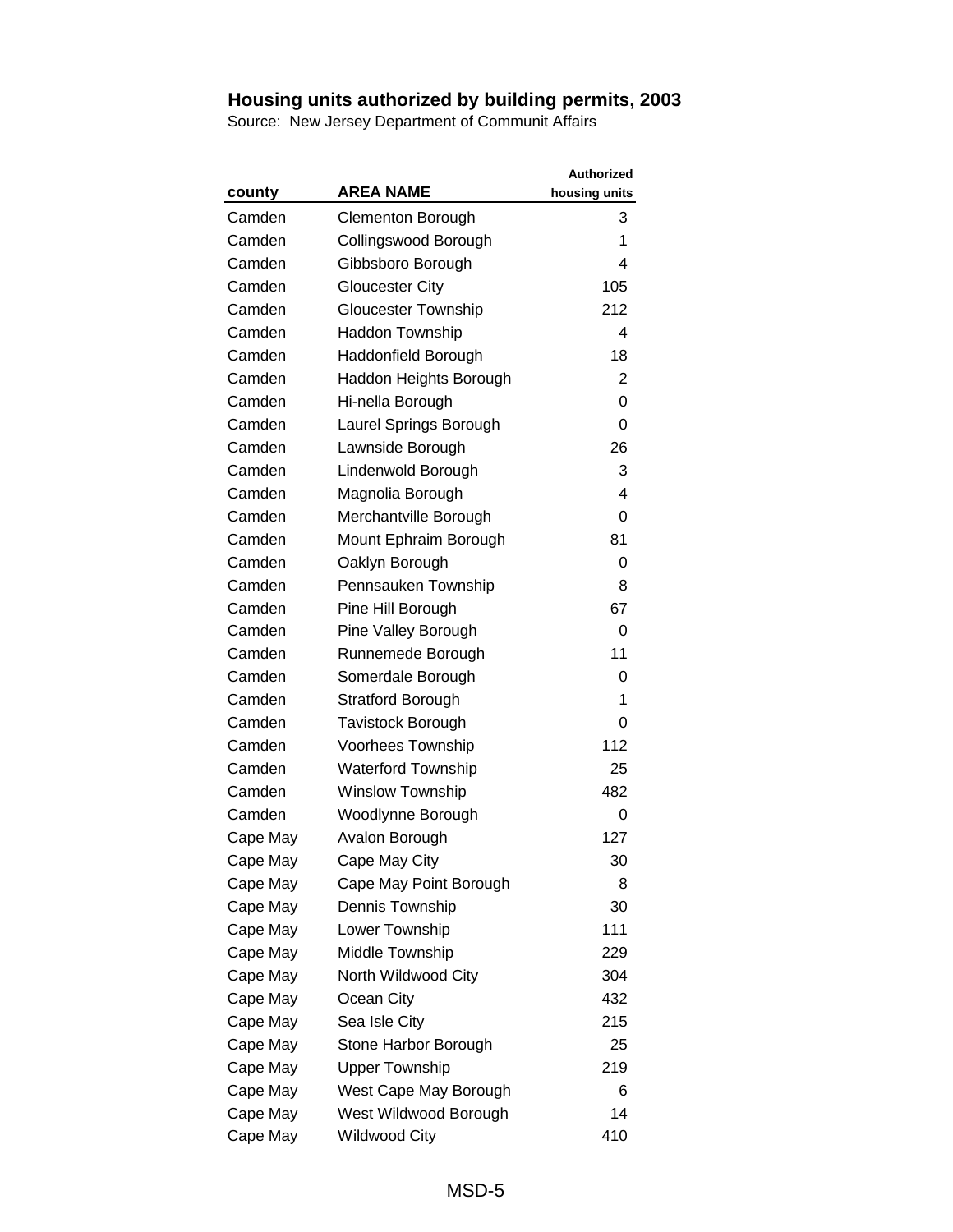## Housing units authorized by building permits, 2003

Source: New Jersey Department of Communit Affairs

| county | AREA NAME | Authorized housing units |
|---|---|---|
| Camden | Clementon Borough | 3 |
| Camden | Collingswood Borough | 1 |
| Camden | Gibbsboro Borough | 4 |
| Camden | Gloucester City | 105 |
| Camden | Gloucester Township | 212 |
| Camden | Haddon Township | 4 |
| Camden | Haddonfield Borough | 18 |
| Camden | Haddon Heights Borough | 2 |
| Camden | Hi-nella Borough | 0 |
| Camden | Laurel Springs Borough | 0 |
| Camden | Lawnside Borough | 26 |
| Camden | Lindenwold Borough | 3 |
| Camden | Magnolia Borough | 4 |
| Camden | Merchantville Borough | 0 |
| Camden | Mount Ephraim Borough | 81 |
| Camden | Oaklyn Borough | 0 |
| Camden | Pennsauken Township | 8 |
| Camden | Pine Hill Borough | 67 |
| Camden | Pine Valley Borough | 0 |
| Camden | Runnemede Borough | 11 |
| Camden | Somerdale Borough | 0 |
| Camden | Stratford Borough | 1 |
| Camden | Tavistock Borough | 0 |
| Camden | Voorhees Township | 112 |
| Camden | Waterford Township | 25 |
| Camden | Winslow Township | 482 |
| Camden | Woodlynne Borough | 0 |
| Cape May | Avalon Borough | 127 |
| Cape May | Cape May City | 30 |
| Cape May | Cape May Point Borough | 8 |
| Cape May | Dennis Township | 30 |
| Cape May | Lower Township | 111 |
| Cape May | Middle Township | 229 |
| Cape May | North Wildwood City | 304 |
| Cape May | Ocean City | 432 |
| Cape May | Sea Isle City | 215 |
| Cape May | Stone Harbor Borough | 25 |
| Cape May | Upper Township | 219 |
| Cape May | West Cape May Borough | 6 |
| Cape May | West Wildwood Borough | 14 |
| Cape May | Wildwood City | 410 |

MSD-5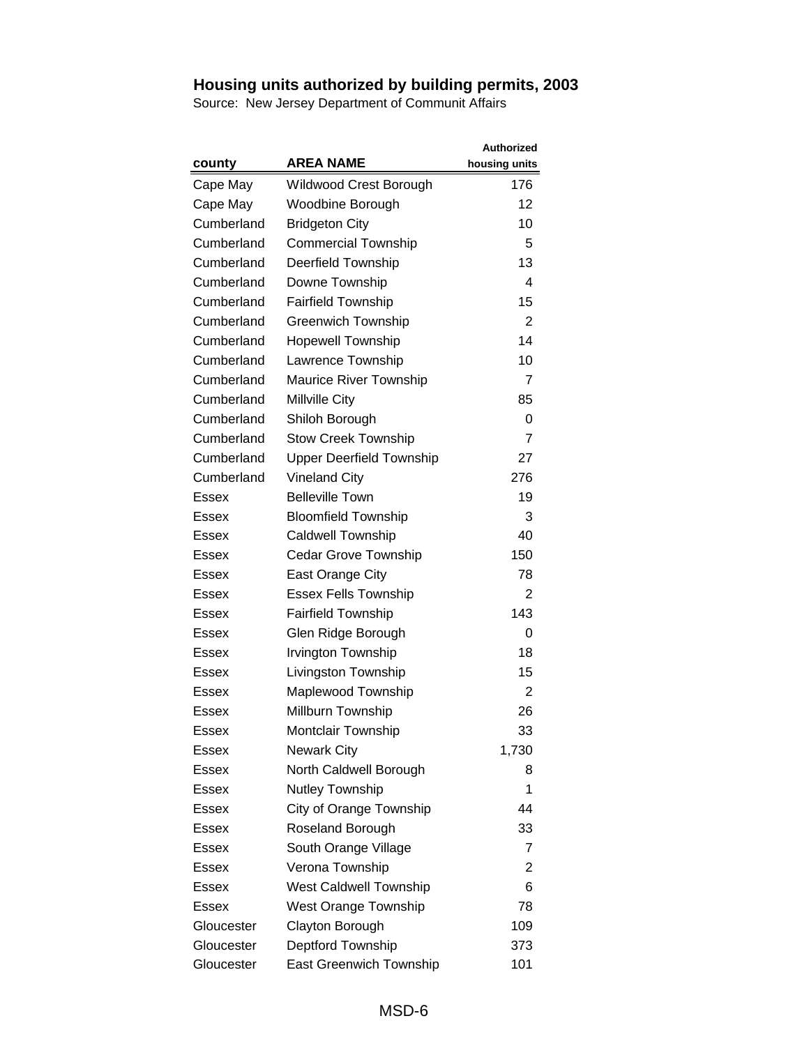## Housing units authorized by building permits, 2003

Source: New Jersey Department of Communit Affairs

| county | AREA NAME | Authorized housing units |
|---|---|---|
| Cape May | Wildwood Crest Borough | 176 |
| Cape May | Woodbine Borough | 12 |
| Cumberland | Bridgeton City | 10 |
| Cumberland | Commercial Township | 5 |
| Cumberland | Deerfield Township | 13 |
| Cumberland | Downe Township | 4 |
| Cumberland | Fairfield Township | 15 |
| Cumberland | Greenwich Township | 2 |
| Cumberland | Hopewell Township | 14 |
| Cumberland | Lawrence Township | 10 |
| Cumberland | Maurice River Township | 7 |
| Cumberland | Millville City | 85 |
| Cumberland | Shiloh Borough | 0 |
| Cumberland | Stow Creek Township | 7 |
| Cumberland | Upper Deerfield Township | 27 |
| Cumberland | Vineland City | 276 |
| Essex | Belleville Town | 19 |
| Essex | Bloomfield Township | 3 |
| Essex | Caldwell Township | 40 |
| Essex | Cedar Grove Township | 150 |
| Essex | East Orange City | 78 |
| Essex | Essex Fells Township | 2 |
| Essex | Fairfield Township | 143 |
| Essex | Glen Ridge Borough | 0 |
| Essex | Irvington Township | 18 |
| Essex | Livingston Township | 15 |
| Essex | Maplewood Township | 2 |
| Essex | Millburn Township | 26 |
| Essex | Montclair Township | 33 |
| Essex | Newark City | 1,730 |
| Essex | North Caldwell Borough | 8 |
| Essex | Nutley Township | 1 |
| Essex | City of Orange Township | 44 |
| Essex | Roseland Borough | 33 |
| Essex | South Orange Village | 7 |
| Essex | Verona Township | 2 |
| Essex | West Caldwell Township | 6 |
| Essex | West Orange Township | 78 |
| Gloucester | Clayton Borough | 109 |
| Gloucester | Deptford Township | 373 |
| Gloucester | East Greenwich Township | 101 |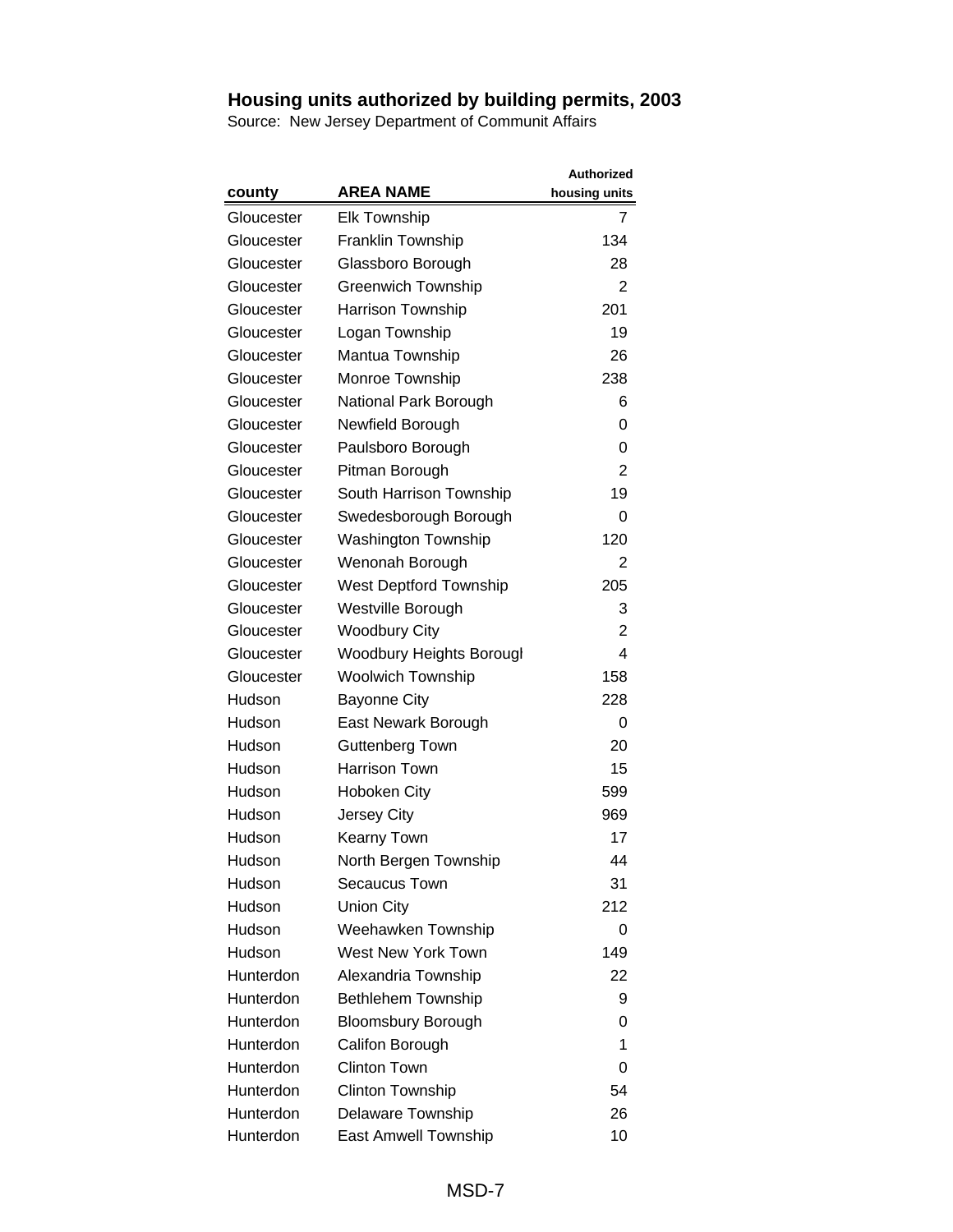## Housing units authorized by building permits, 2003

Source: New Jersey Department of Communit Affairs

| county | AREA NAME | Authorized housing units |
|---|---|---|
| Gloucester | Elk Township | 7 |
| Gloucester | Franklin Township | 134 |
| Gloucester | Glassboro Borough | 28 |
| Gloucester | Greenwich Township | 2 |
| Gloucester | Harrison Township | 201 |
| Gloucester | Logan Township | 19 |
| Gloucester | Mantua Township | 26 |
| Gloucester | Monroe Township | 238 |
| Gloucester | National Park Borough | 6 |
| Gloucester | Newfield Borough | 0 |
| Gloucester | Paulsboro Borough | 0 |
| Gloucester | Pitman Borough | 2 |
| Gloucester | South Harrison Township | 19 |
| Gloucester | Swedesborough Borough | 0 |
| Gloucester | Washington Township | 120 |
| Gloucester | Wenonah Borough | 2 |
| Gloucester | West Deptford Township | 205 |
| Gloucester | Westville Borough | 3 |
| Gloucester | Woodbury City | 2 |
| Gloucester | Woodbury Heights Borougl | 4 |
| Gloucester | Woolwich Township | 158 |
| Hudson | Bayonne City | 228 |
| Hudson | East Newark Borough | 0 |
| Hudson | Guttenberg Town | 20 |
| Hudson | Harrison Town | 15 |
| Hudson | Hoboken City | 599 |
| Hudson | Jersey City | 969 |
| Hudson | Kearny Town | 17 |
| Hudson | North Bergen Township | 44 |
| Hudson | Secaucus Town | 31 |
| Hudson | Union City | 212 |
| Hudson | Weehawken Township | 0 |
| Hudson | West New York Town | 149 |
| Hunterdon | Alexandria Township | 22 |
| Hunterdon | Bethlehem Township | 9 |
| Hunterdon | Bloomsbury Borough | 0 |
| Hunterdon | Califon Borough | 1 |
| Hunterdon | Clinton Town | 0 |
| Hunterdon | Clinton Township | 54 |
| Hunterdon | Delaware Township | 26 |
| Hunterdon | East Amwell Township | 10 |

MSD-7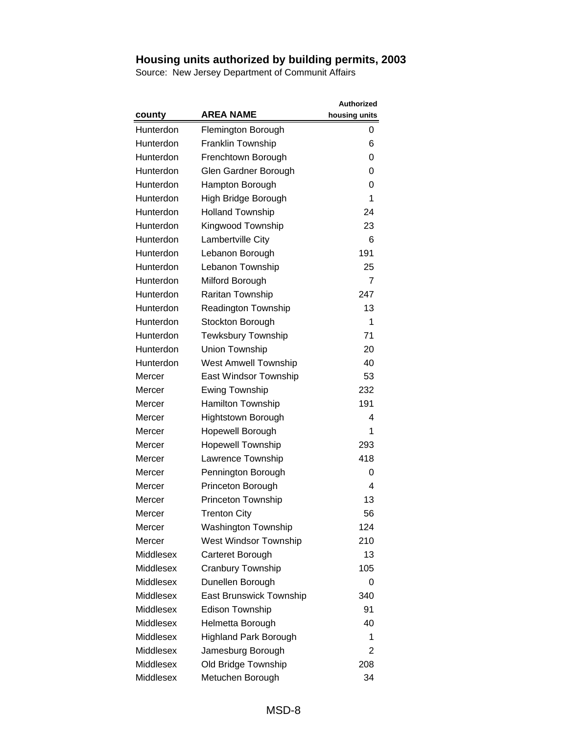**Housing units authorized by building permits, 2003**

Source: New Jersey Department of Communit Affairs

| county | AREA NAME | Authorized housing units |
|---|---|---|
| Hunterdon | Flemington Borough | 0 |
| Hunterdon | Franklin Township | 6 |
| Hunterdon | Frenchtown Borough | 0 |
| Hunterdon | Glen Gardner Borough | 0 |
| Hunterdon | Hampton Borough | 0 |
| Hunterdon | High Bridge Borough | 1 |
| Hunterdon | Holland Township | 24 |
| Hunterdon | Kingwood Township | 23 |
| Hunterdon | Lambertville City | 6 |
| Hunterdon | Lebanon Borough | 191 |
| Hunterdon | Lebanon Township | 25 |
| Hunterdon | Milford Borough | 7 |
| Hunterdon | Raritan Township | 247 |
| Hunterdon | Readington Township | 13 |
| Hunterdon | Stockton Borough | 1 |
| Hunterdon | Tewksbury Township | 71 |
| Hunterdon | Union Township | 20 |
| Hunterdon | West Amwell Township | 40 |
| Mercer | East Windsor Township | 53 |
| Mercer | Ewing Township | 232 |
| Mercer | Hamilton Township | 191 |
| Mercer | Hightstown Borough | 4 |
| Mercer | Hopewell Borough | 1 |
| Mercer | Hopewell Township | 293 |
| Mercer | Lawrence Township | 418 |
| Mercer | Pennington Borough | 0 |
| Mercer | Princeton Borough | 4 |
| Mercer | Princeton Township | 13 |
| Mercer | Trenton City | 56 |
| Mercer | Washington Township | 124 |
| Mercer | West Windsor Township | 210 |
| Middlesex | Carteret Borough | 13 |
| Middlesex | Cranbury Township | 105 |
| Middlesex | Dunellen Borough | 0 |
| Middlesex | East Brunswick Township | 340 |
| Middlesex | Edison Township | 91 |
| Middlesex | Helmetta Borough | 40 |
| Middlesex | Highland Park Borough | 1 |
| Middlesex | Jamesburg Borough | 2 |
| Middlesex | Old Bridge Township | 208 |
| Middlesex | Metuchen Borough | 34 |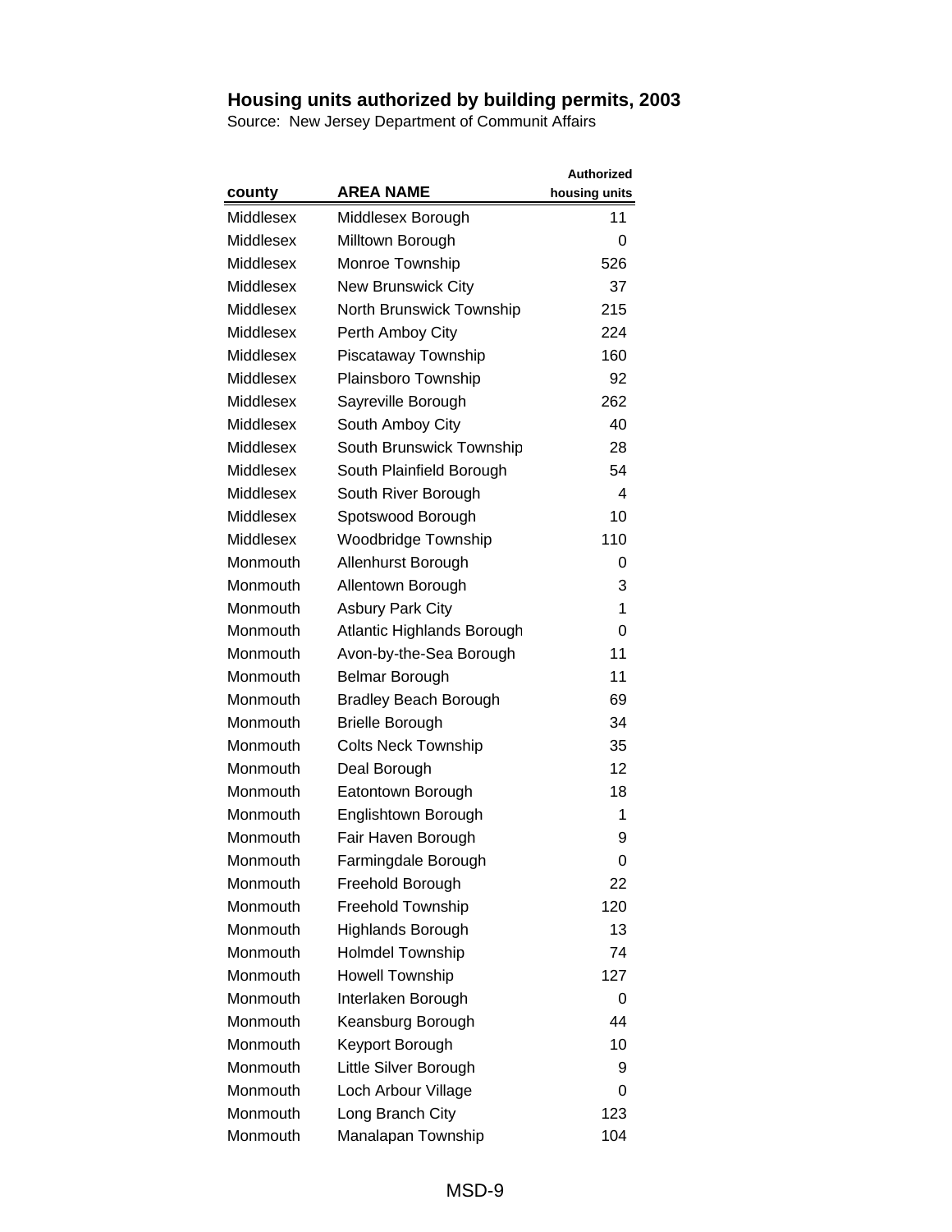## Housing units authorized by building permits, 2003

Source: New Jersey Department of Communit Affairs

| county | AREA NAME | Authorized housing units |
|---|---|---|
| Middlesex | Middlesex Borough | 11 |
| Middlesex | Milltown Borough | 0 |
| Middlesex | Monroe Township | 526 |
| Middlesex | New Brunswick City | 37 |
| Middlesex | North Brunswick Township | 215 |
| Middlesex | Perth Amboy City | 224 |
| Middlesex | Piscataway Township | 160 |
| Middlesex | Plainsboro Township | 92 |
| Middlesex | Sayreville Borough | 262 |
| Middlesex | South Amboy City | 40 |
| Middlesex | South Brunswick Township | 28 |
| Middlesex | South Plainfield Borough | 54 |
| Middlesex | South River Borough | 4 |
| Middlesex | Spotswood Borough | 10 |
| Middlesex | Woodbridge Township | 110 |
| Monmouth | Allenhurst Borough | 0 |
| Monmouth | Allentown Borough | 3 |
| Monmouth | Asbury Park City | 1 |
| Monmouth | Atlantic Highlands Borough | 0 |
| Monmouth | Avon-by-the-Sea Borough | 11 |
| Monmouth | Belmar Borough | 11 |
| Monmouth | Bradley Beach Borough | 69 |
| Monmouth | Brielle Borough | 34 |
| Monmouth | Colts Neck Township | 35 |
| Monmouth | Deal Borough | 12 |
| Monmouth | Eatontown Borough | 18 |
| Monmouth | Englishtown Borough | 1 |
| Monmouth | Fair Haven Borough | 9 |
| Monmouth | Farmingdale Borough | 0 |
| Monmouth | Freehold Borough | 22 |
| Monmouth | Freehold Township | 120 |
| Monmouth | Highlands Borough | 13 |
| Monmouth | Holmdel Township | 74 |
| Monmouth | Howell Township | 127 |
| Monmouth | Interlaken Borough | 0 |
| Monmouth | Keansburg Borough | 44 |
| Monmouth | Keyport Borough | 10 |
| Monmouth | Little Silver Borough | 9 |
| Monmouth | Loch Arbour Village | 0 |
| Monmouth | Long Branch City | 123 |
| Monmouth | Manalapan Township | 104 |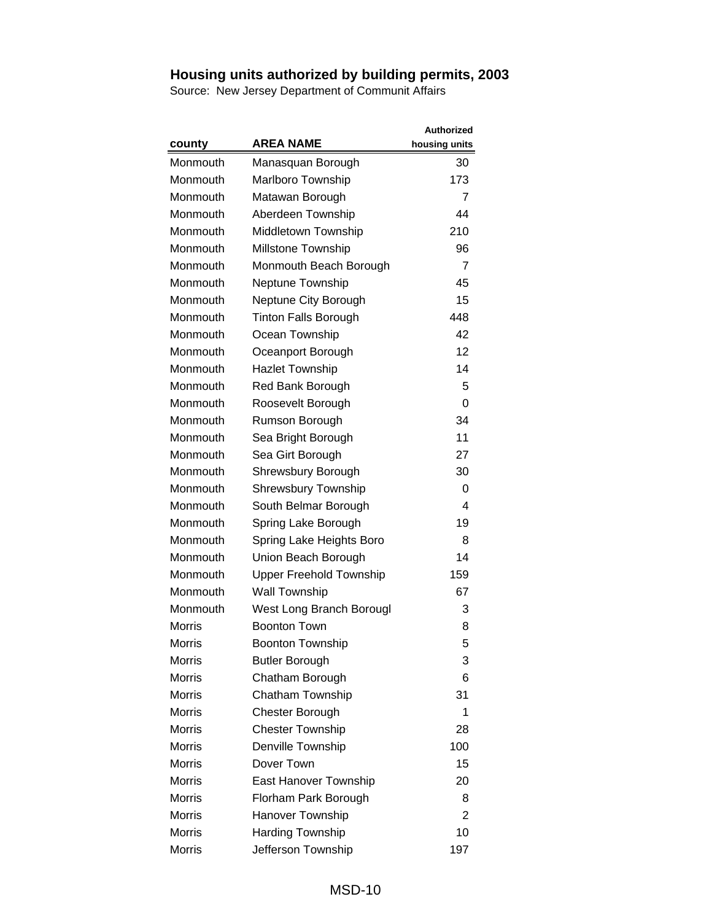## Housing units authorized by building permits, 2003

Source: New Jersey Department of Communit Affairs

| county | AREA NAME | Authorized housing units |
|---|---|---|
| Monmouth | Manasquan Borough | 30 |
| Monmouth | Marlboro Township | 173 |
| Monmouth | Matawan Borough | 7 |
| Monmouth | Aberdeen Township | 44 |
| Monmouth | Middletown Township | 210 |
| Monmouth | Millstone Township | 96 |
| Monmouth | Monmouth Beach Borough | 7 |
| Monmouth | Neptune Township | 45 |
| Monmouth | Neptune City Borough | 15 |
| Monmouth | Tinton Falls Borough | 448 |
| Monmouth | Ocean Township | 42 |
| Monmouth | Oceanport Borough | 12 |
| Monmouth | Hazlet Township | 14 |
| Monmouth | Red Bank Borough | 5 |
| Monmouth | Roosevelt Borough | 0 |
| Monmouth | Rumson Borough | 34 |
| Monmouth | Sea Bright Borough | 11 |
| Monmouth | Sea Girt Borough | 27 |
| Monmouth | Shrewsbury Borough | 30 |
| Monmouth | Shrewsbury Township | 0 |
| Monmouth | South Belmar Borough | 4 |
| Monmouth | Spring Lake Borough | 19 |
| Monmouth | Spring Lake Heights Boro | 8 |
| Monmouth | Union Beach Borough | 14 |
| Monmouth | Upper Freehold Township | 159 |
| Monmouth | Wall Township | 67 |
| Monmouth | West Long Branch Borougl | 3 |
| Morris | Boonton Town | 8 |
| Morris | Boonton Township | 5 |
| Morris | Butler Borough | 3 |
| Morris | Chatham Borough | 6 |
| Morris | Chatham Township | 31 |
| Morris | Chester Borough | 1 |
| Morris | Chester Township | 28 |
| Morris | Denville Township | 100 |
| Morris | Dover Town | 15 |
| Morris | East Hanover Township | 20 |
| Morris | Florham Park Borough | 8 |
| Morris | Hanover Township | 2 |
| Morris | Harding Township | 10 |
| Morris | Jefferson Township | 197 |

MSD-10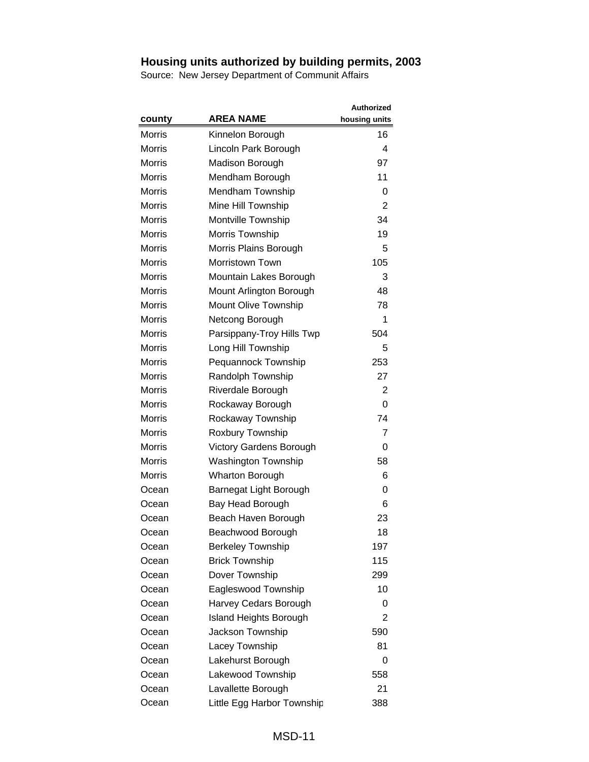## Housing units authorized by building permits, 2003

Source: New Jersey Department of Communit Affairs

| county | AREA NAME | Authorized housing units |
|---|---|---|
| Morris | Kinnelon Borough | 16 |
| Morris | Lincoln Park Borough | 4 |
| Morris | Madison Borough | 97 |
| Morris | Mendham Borough | 11 |
| Morris | Mendham Township | 0 |
| Morris | Mine Hill Township | 2 |
| Morris | Montville Township | 34 |
| Morris | Morris Township | 19 |
| Morris | Morris Plains Borough | 5 |
| Morris | Morristown Town | 105 |
| Morris | Mountain Lakes Borough | 3 |
| Morris | Mount Arlington Borough | 48 |
| Morris | Mount Olive Township | 78 |
| Morris | Netcong Borough | 1 |
| Morris | Parsippany-Troy Hills Twp | 504 |
| Morris | Long Hill Township | 5 |
| Morris | Pequannock Township | 253 |
| Morris | Randolph Township | 27 |
| Morris | Riverdale Borough | 2 |
| Morris | Rockaway Borough | 0 |
| Morris | Rockaway Township | 74 |
| Morris | Roxbury Township | 7 |
| Morris | Victory Gardens Borough | 0 |
| Morris | Washington Township | 58 |
| Morris | Wharton Borough | 6 |
| Ocean | Barnegat Light Borough | 0 |
| Ocean | Bay Head Borough | 6 |
| Ocean | Beach Haven Borough | 23 |
| Ocean | Beachwood Borough | 18 |
| Ocean | Berkeley Township | 197 |
| Ocean | Brick Township | 115 |
| Ocean | Dover Township | 299 |
| Ocean | Eagleswood Township | 10 |
| Ocean | Harvey Cedars Borough | 0 |
| Ocean | Island Heights Borough | 2 |
| Ocean | Jackson Township | 590 |
| Ocean | Lacey Township | 81 |
| Ocean | Lakehurst Borough | 0 |
| Ocean | Lakewood Township | 558 |
| Ocean | Lavallette Borough | 21 |
| Ocean | Little Egg Harbor Township | 388 |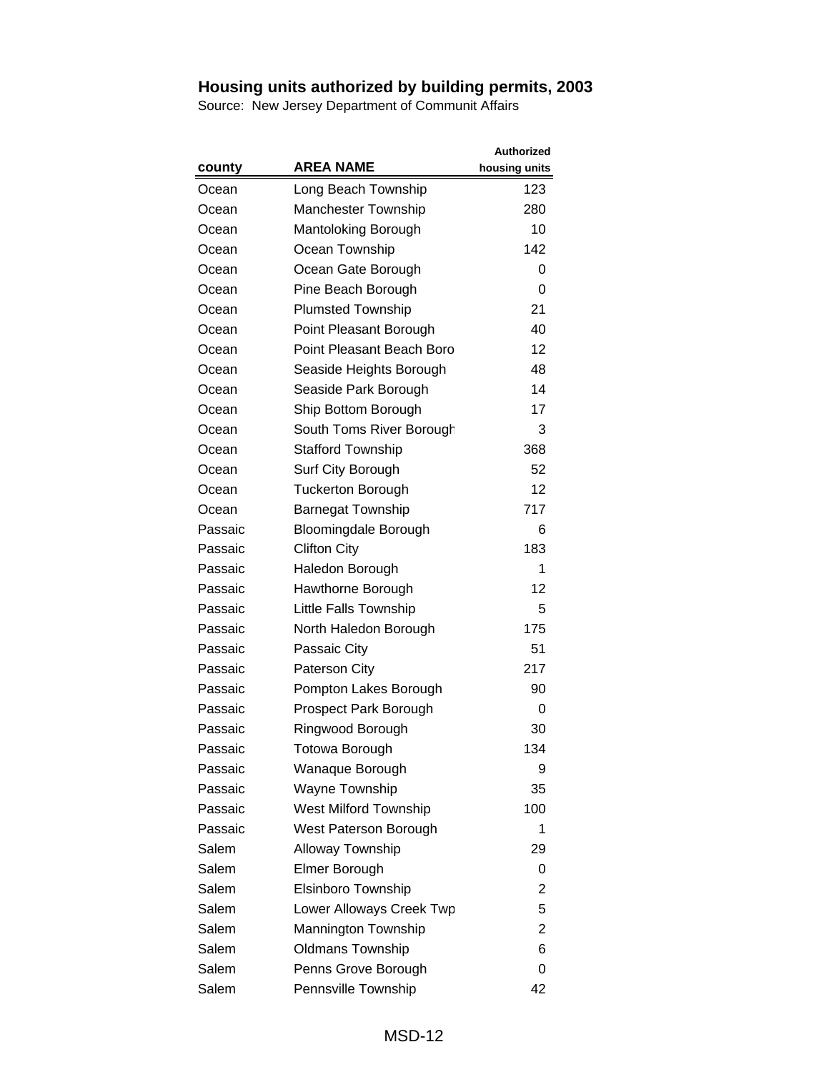## Housing units authorized by building permits, 2003

Source: New Jersey Department of Communit Affairs

| county | AREA NAME | Authorized housing units |
|---|---|---|
| Ocean | Long Beach Township | 123 |
| Ocean | Manchester Township | 280 |
| Ocean | Mantoloking Borough | 10 |
| Ocean | Ocean Township | 142 |
| Ocean | Ocean Gate Borough | 0 |
| Ocean | Pine Beach Borough | 0 |
| Ocean | Plumsted Township | 21 |
| Ocean | Point Pleasant Borough | 40 |
| Ocean | Point Pleasant Beach Boro | 12 |
| Ocean | Seaside Heights Borough | 48 |
| Ocean | Seaside Park Borough | 14 |
| Ocean | Ship Bottom Borough | 17 |
| Ocean | South Toms River Borough | 3 |
| Ocean | Stafford Township | 368 |
| Ocean | Surf City Borough | 52 |
| Ocean | Tuckerton Borough | 12 |
| Ocean | Barnegat Township | 717 |
| Passaic | Bloomingdale Borough | 6 |
| Passaic | Clifton City | 183 |
| Passaic | Haledon Borough | 1 |
| Passaic | Hawthorne Borough | 12 |
| Passaic | Little Falls Township | 5 |
| Passaic | North Haledon Borough | 175 |
| Passaic | Passaic City | 51 |
| Passaic | Paterson City | 217 |
| Passaic | Pompton Lakes Borough | 90 |
| Passaic | Prospect Park Borough | 0 |
| Passaic | Ringwood Borough | 30 |
| Passaic | Totowa Borough | 134 |
| Passaic | Wanaque Borough | 9 |
| Passaic | Wayne Township | 35 |
| Passaic | West Milford Township | 100 |
| Passaic | West Paterson Borough | 1 |
| Salem | Alloway Township | 29 |
| Salem | Elmer Borough | 0 |
| Salem | Elsinboro Township | 2 |
| Salem | Lower Alloways Creek Twp | 5 |
| Salem | Mannington Township | 2 |
| Salem | Oldmans Township | 6 |
| Salem | Penns Grove Borough | 0 |
| Salem | Pennsville Township | 42 |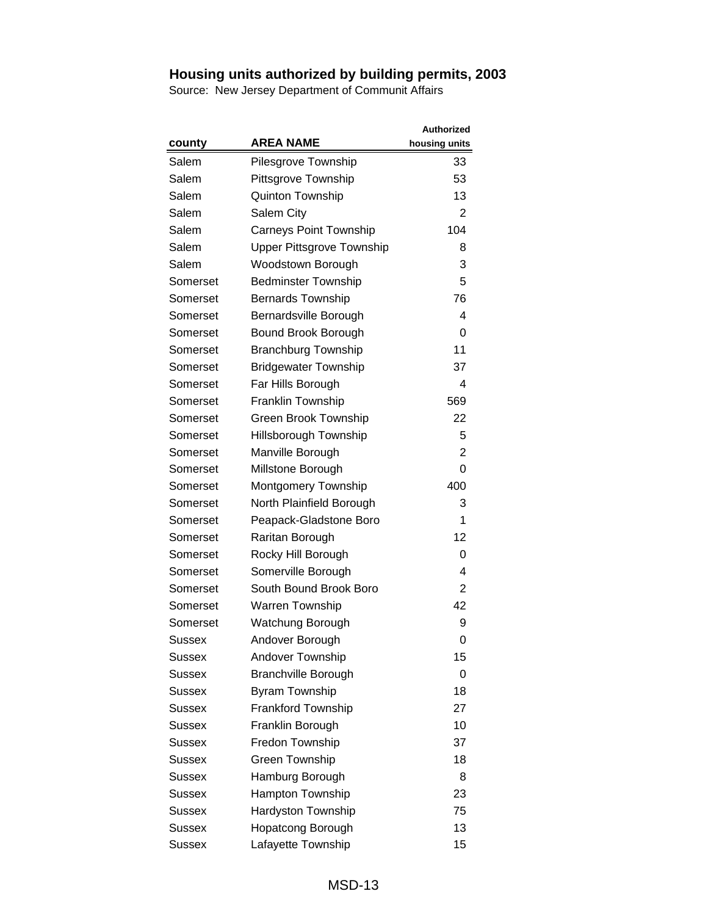## Housing units authorized by building permits, 2003

Source: New Jersey Department of Communit Affairs

| county | AREA NAME | Authorized housing units |
|---|---|---|
| Salem | Pilesgrove Township | 33 |
| Salem | Pittsgrove Township | 53 |
| Salem | Quinton Township | 13 |
| Salem | Salem City | 2 |
| Salem | Carneys Point Township | 104 |
| Salem | Upper Pittsgrove Township | 8 |
| Salem | Woodstown Borough | 3 |
| Somerset | Bedminster Township | 5 |
| Somerset | Bernards Township | 76 |
| Somerset | Bernardsville Borough | 4 |
| Somerset | Bound Brook Borough | 0 |
| Somerset | Branchburg Township | 11 |
| Somerset | Bridgewater Township | 37 |
| Somerset | Far Hills Borough | 4 |
| Somerset | Franklin Township | 569 |
| Somerset | Green Brook Township | 22 |
| Somerset | Hillsborough Township | 5 |
| Somerset | Manville Borough | 2 |
| Somerset | Millstone Borough | 0 |
| Somerset | Montgomery Township | 400 |
| Somerset | North Plainfield Borough | 3 |
| Somerset | Peapack-Gladstone Boro | 1 |
| Somerset | Raritan Borough | 12 |
| Somerset | Rocky Hill Borough | 0 |
| Somerset | Somerville Borough | 4 |
| Somerset | South Bound Brook Boro | 2 |
| Somerset | Warren Township | 42 |
| Somerset | Watchung Borough | 9 |
| Sussex | Andover Borough | 0 |
| Sussex | Andover Township | 15 |
| Sussex | Branchville Borough | 0 |
| Sussex | Byram Township | 18 |
| Sussex | Frankford Township | 27 |
| Sussex | Franklin Borough | 10 |
| Sussex | Fredon Township | 37 |
| Sussex | Green Township | 18 |
| Sussex | Hamburg Borough | 8 |
| Sussex | Hampton Township | 23 |
| Sussex | Hardyston Township | 75 |
| Sussex | Hopatcong Borough | 13 |
| Sussex | Lafayette Township | 15 |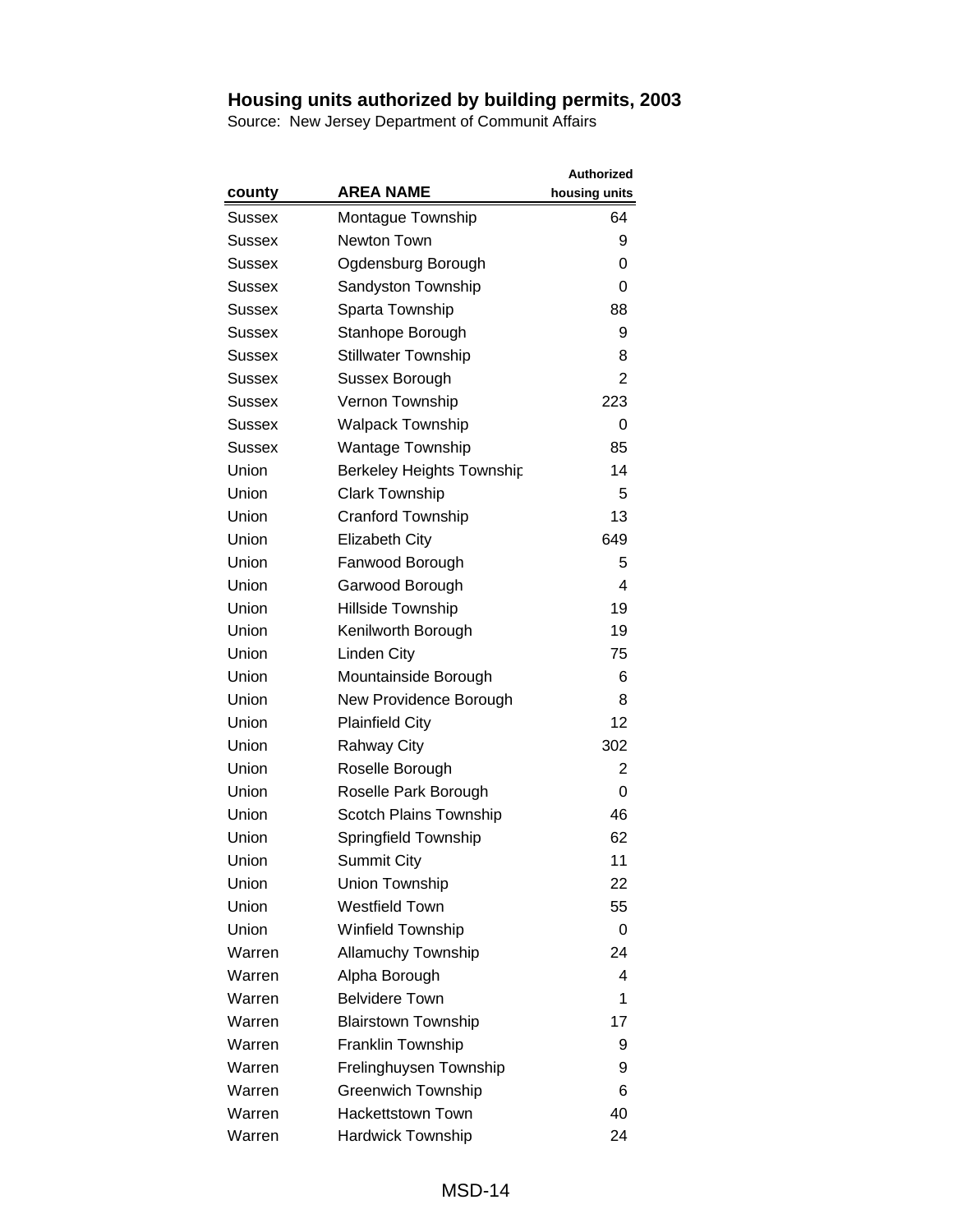## Housing units authorized by building permits, 2003

Source: New Jersey Department of Communit Affairs

| county | AREA NAME | Authorized housing units |
|---|---|---|
| Sussex | Montague Township | 64 |
| Sussex | Newton Town | 9 |
| Sussex | Ogdensburg Borough | 0 |
| Sussex | Sandyston Township | 0 |
| Sussex | Sparta Township | 88 |
| Sussex | Stanhope Borough | 9 |
| Sussex | Stillwater Township | 8 |
| Sussex | Sussex Borough | 2 |
| Sussex | Vernon Township | 223 |
| Sussex | Walpack Township | 0 |
| Sussex | Wantage Township | 85 |
| Union | Berkeley Heights Townshir | 14 |
| Union | Clark Township | 5 |
| Union | Cranford Township | 13 |
| Union | Elizabeth City | 649 |
| Union | Fanwood Borough | 5 |
| Union | Garwood Borough | 4 |
| Union | Hillside Township | 19 |
| Union | Kenilworth Borough | 19 |
| Union | Linden City | 75 |
| Union | Mountainside Borough | 6 |
| Union | New Providence Borough | 8 |
| Union | Plainfield City | 12 |
| Union | Rahway City | 302 |
| Union | Roselle Borough | 2 |
| Union | Roselle Park Borough | 0 |
| Union | Scotch Plains Township | 46 |
| Union | Springfield Township | 62 |
| Union | Summit City | 11 |
| Union | Union Township | 22 |
| Union | Westfield Town | 55 |
| Union | Winfield Township | 0 |
| Warren | Allamuchy Township | 24 |
| Warren | Alpha Borough | 4 |
| Warren | Belvidere Town | 1 |
| Warren | Blairstown Township | 17 |
| Warren | Franklin Township | 9 |
| Warren | Frelinghuysen Township | 9 |
| Warren | Greenwich Township | 6 |
| Warren | Hackettstown Town | 40 |
| Warren | Hardwick Township | 24 |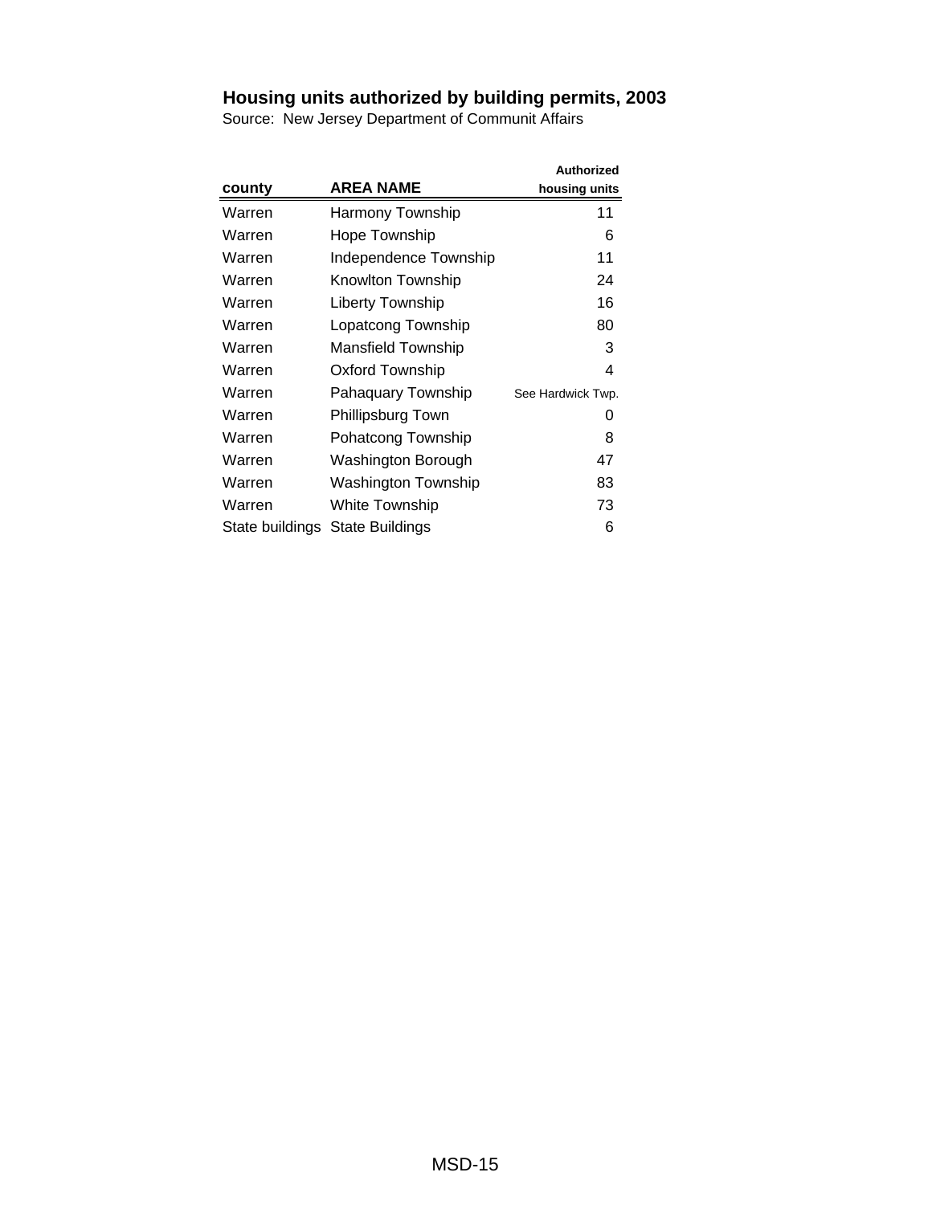## Housing units authorized by building permits, 2003

Source: New Jersey Department of Communit Affairs

| county | AREA NAME | Authorized housing units |
|---|---|---|
| Warren | Harmony Township | 11 |
| Warren | Hope Township | 6 |
| Warren | Independence Township | 11 |
| Warren | Knowlton Township | 24 |
| Warren | Liberty Township | 16 |
| Warren | Lopatcong Township | 80 |
| Warren | Mansfield Township | 3 |
| Warren | Oxford Township | 4 |
| Warren | Pahaquary Township | See Hardwick Twp. |
| Warren | Phillipsburg Town | 0 |
| Warren | Pohatcong Township | 8 |
| Warren | Washington Borough | 47 |
| Warren | Washington Township | 83 |
| Warren | White Township | 73 |
| State buildings | State Buildings | 6 |